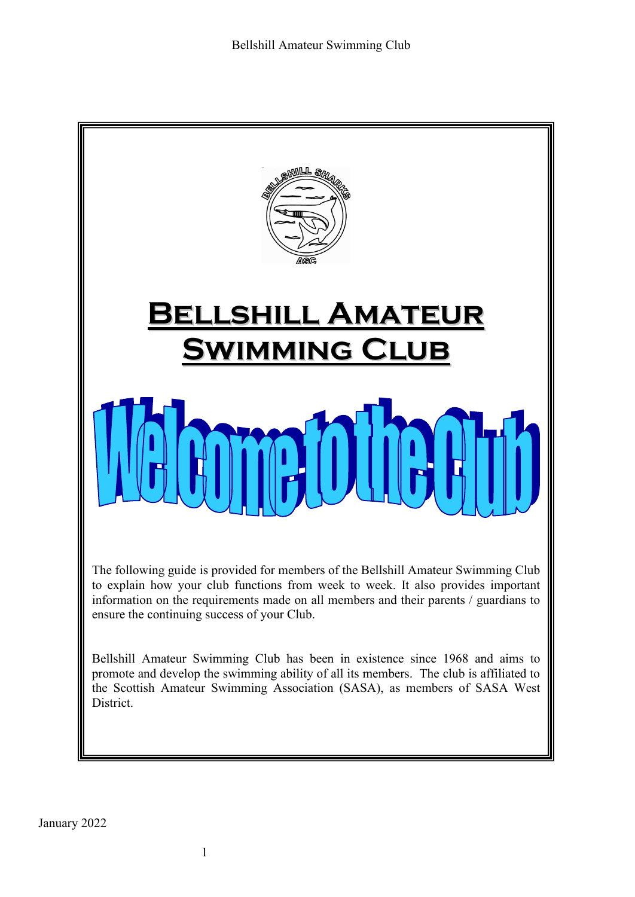# Bellshill Amateur Swimming Club

## Welcome to the Club

The following guide is provided for members of the Bellshill Amateur Swimming Club to explain how your club functions from week to week. It also provides important information on the requirements made on all members and their parents / guardians to ensure the continuing success of your Club.

Bellshill Amateur Swimming Club has been in existence since 1968 and aims to promote and develop the swimming ability of all its members. The club is affiliated to the Scottish Amateur Swimming Association (SASA), as members of SASA West District.

January 2022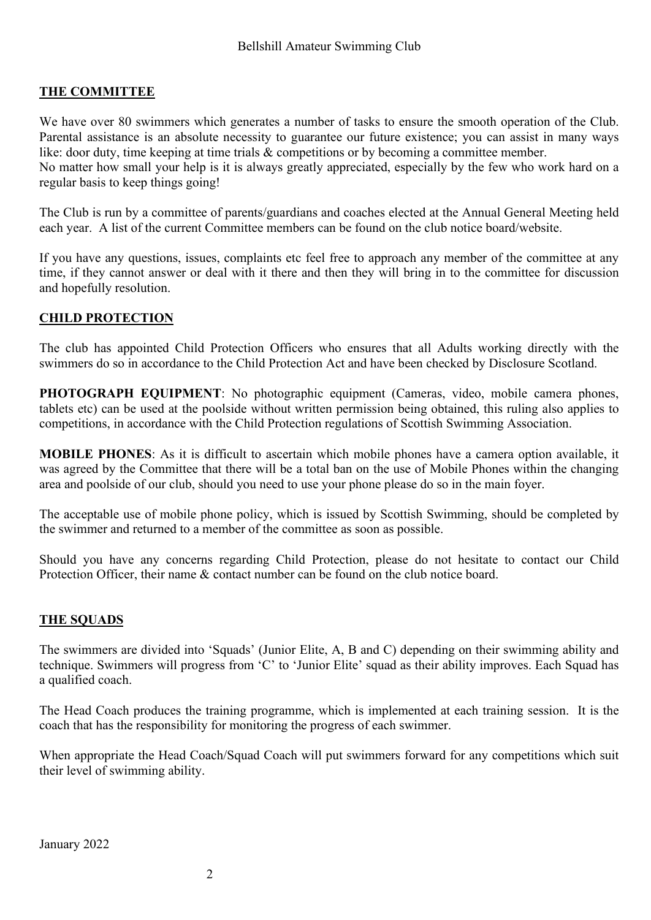## THE COMMITTEE

We have over 80 swimmers which generates a number of tasks to ensure the smooth operation of the Club. Parental assistance is an absolute necessity to guarantee our future existence; you can assist in many ways like: door duty, time keeping at time trials & competitions or by becoming a committee member.
No matter how small your help is it is always greatly appreciated, especially by the few who work hard on a regular basis to keep things going!

The Club is run by a committee of parents/guardians and coaches elected at the Annual General Meeting held each year. A list of the current Committee members can be found on the club notice board/website.

If you have any questions, issues, complaints etc feel free to approach any member of the committee at any time, if they cannot answer or deal with it there and then they will bring in to the committee for discussion and hopefully resolution.

## CHILD PROTECTION

The club has appointed Child Protection Officers who ensures that all Adults working directly with the swimmers do so in accordance to the Child Protection Act and have been checked by Disclosure Scotland.

**PHOTOGRAPH EQUIPMENT**: No photographic equipment (Cameras, video, mobile camera phones, tablets etc) can be used at the poolside without written permission being obtained, this ruling also applies to competitions, in accordance with the Child Protection regulations of Scottish Swimming Association.

**MOBILE PHONES**: As it is difficult to ascertain which mobile phones have a camera option available, it was agreed by the Committee that there will be a total ban on the use of Mobile Phones within the changing area and poolside of our club, should you need to use your phone please do so in the main foyer.

The acceptable use of mobile phone policy, which is issued by Scottish Swimming, should be completed by the swimmer and returned to a member of the committee as soon as possible.

Should you have any concerns regarding Child Protection, please do not hesitate to contact our Child Protection Officer, their name & contact number can be found on the club notice board.

## THE SQUADS

The swimmers are divided into 'Squads' (Junior Elite, A, B and C) depending on their swimming ability and technique. Swimmers will progress from 'C' to 'Junior Elite' squad as their ability improves. Each Squad has a qualified coach.

The Head Coach produces the training programme, which is implemented at each training session. It is the coach that has the responsibility for monitoring the progress of each swimmer.

When appropriate the Head Coach/Squad Coach will put swimmers forward for any competitions which suit their level of swimming ability.

January 2022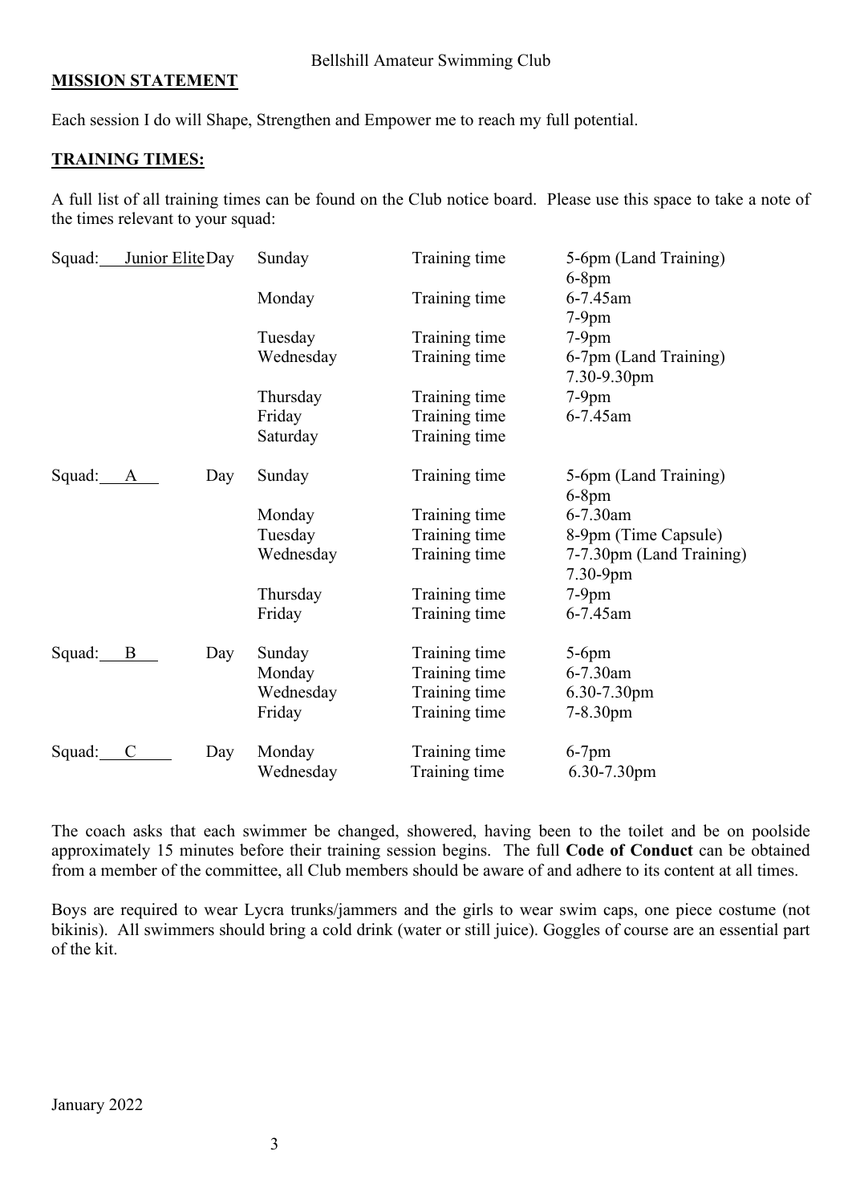Bellshill Amateur Swimming Club

## MISSION STATEMENT

Each session I do will Shape, Strengthen and Empower me to reach my full potential.

## TRAINING TIMES:

A full list of all training times can be found on the Club notice board. Please use this space to take a note of the times relevant to your squad:

| Squad | | Day | | |
|---|---|---|---|---|
| Squad: Junior Elite | Day | Sunday | Training time | 5-6pm (Land Training)<br>6-8pm |
| | | Monday | Training time | 6-7.45am<br>7-9pm |
| | | Tuesday | Training time | 7-9pm |
| | | Wednesday | Training time | 6-7pm (Land Training)<br>7.30-9.30pm |
| | | Thursday | Training time | 7-9pm |
| | | Friday | Training time | 6-7.45am |
| | | Saturday | Training time | |
| Squad: A | Day | Sunday | Training time | 5-6pm (Land Training)<br>6-8pm |
| | | Monday | Training time | 6-7.30am |
| | | Tuesday | Training time | 8-9pm (Time Capsule) |
| | | Wednesday | Training time | 7-7.30pm (Land Training)<br>7.30-9pm |
| | | Thursday | Training time | 7-9pm |
| | | Friday | Training time | 6-7.45am |
| Squad: B | Day | Sunday | Training time | 5-6pm |
| | | Monday | Training time | 6-7.30am |
| | | Wednesday | Training time | 6.30-7.30pm |
| | | Friday | Training time | 7-8.30pm |
| Squad: C | Day | Monday | Training time | 6-7pm |
| | | Wednesday | Training time | 6.30-7.30pm |

The coach asks that each swimmer be changed, showered, having been to the toilet and be on poolside approximately 15 minutes before their training session begins. The full **Code of Conduct** can be obtained from a member of the committee, all Club members should be aware of and adhere to its content at all times.

Boys are required to wear Lycra trunks/jammers and the girls to wear swim caps, one piece costume (not bikinis). All swimmers should bring a cold drink (water or still juice). Goggles of course are an essential part of the kit.

January 2022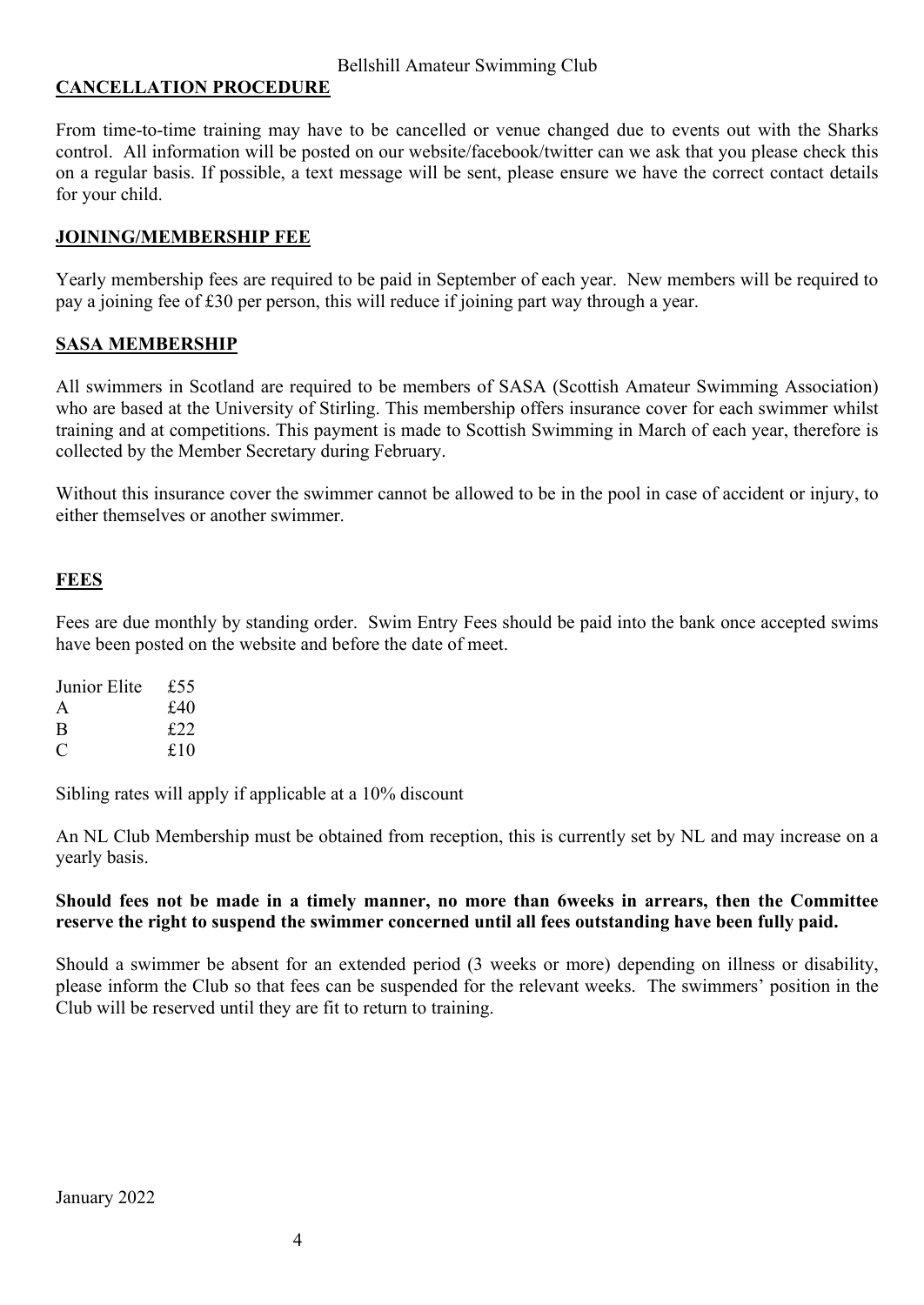## CANCELLATION PROCEDURE

From time-to-time training may have to be cancelled or venue changed due to events out with the Sharks control. All information will be posted on our website/facebook/twitter can we ask that you please check this on a regular basis. If possible, a text message will be sent, please ensure we have the correct contact details for your child.

## JOINING/MEMBERSHIP FEE

Yearly membership fees are required to be paid in September of each year. New members will be required to pay a joining fee of £30 per person, this will reduce if joining part way through a year.

## SASA MEMBERSHIP

All swimmers in Scotland are required to be members of SASA (Scottish Amateur Swimming Association) who are based at the University of Stirling. This membership offers insurance cover for each swimmer whilst training and at competitions. This payment is made to Scottish Swimming in March of each year, therefore is collected by the Member Secretary during February.

Without this insurance cover the swimmer cannot be allowed to be in the pool in case of accident or injury, to either themselves or another swimmer.

## FEES

Fees are due monthly by standing order. Swim Entry Fees should be paid into the bank once accepted swims have been posted on the website and before the date of meet.

| Junior Elite | £55 |
|---|---|
| A | £40 |
| B | £22 |
| C | £10 |

Sibling rates will apply if applicable at a 10% discount

An NL Club Membership must be obtained from reception, this is currently set by NL and may increase on a yearly basis.

**Should fees not be made in a timely manner, no more than 6weeks in arrears, then the Committee reserve the right to suspend the swimmer concerned until all fees outstanding have been fully paid.**

Should a swimmer be absent for an extended period (3 weeks or more) depending on illness or disability, please inform the Club so that fees can be suspended for the relevant weeks. The swimmers' position in the Club will be reserved until they are fit to return to training.

January 2022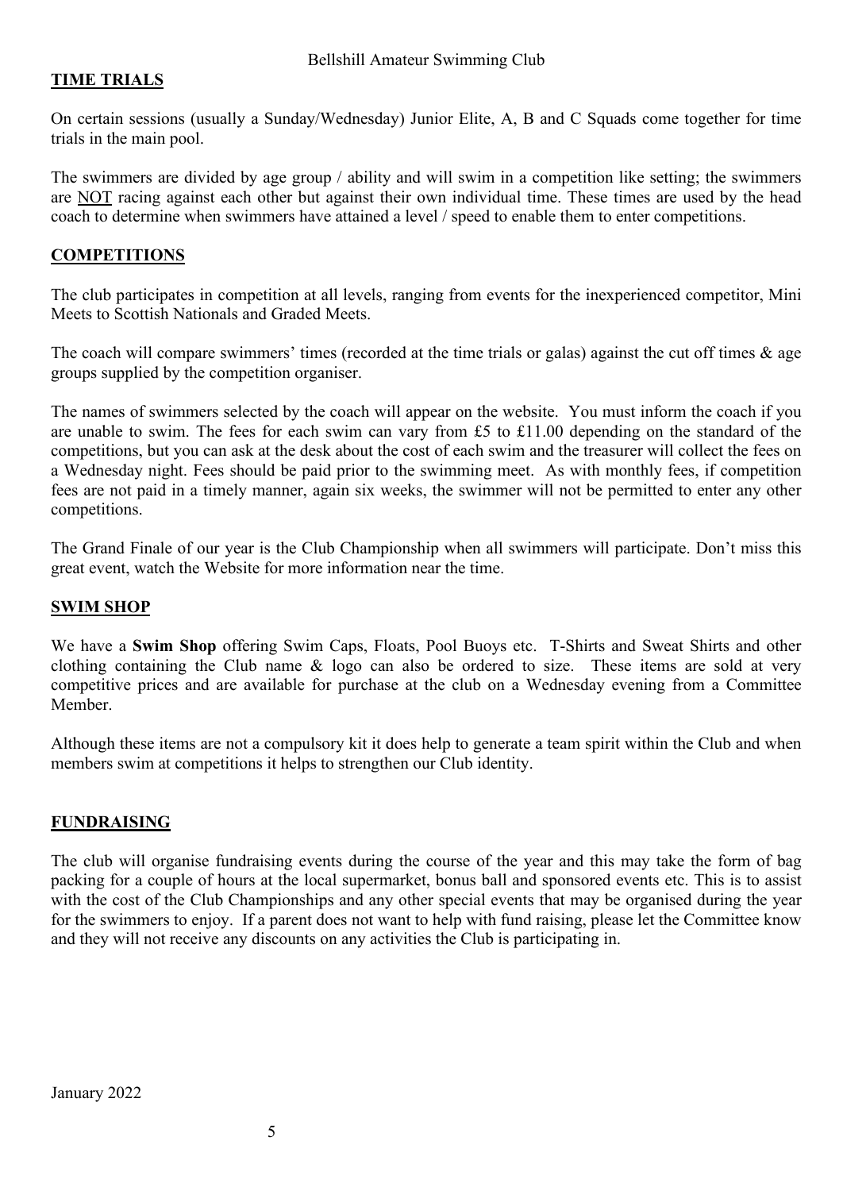## TIME TRIALS

On certain sessions (usually a Sunday/Wednesday) Junior Elite, A, B and C Squads come together for time trials in the main pool.

The swimmers are divided by age group / ability and will swim in a competition like setting; the swimmers are NOT racing against each other but against their own individual time. These times are used by the head coach to determine when swimmers have attained a level / speed to enable them to enter competitions.

## COMPETITIONS

The club participates in competition at all levels, ranging from events for the inexperienced competitor, Mini Meets to Scottish Nationals and Graded Meets.

The coach will compare swimmers' times (recorded at the time trials or galas) against the cut off times & age groups supplied by the competition organiser.

The names of swimmers selected by the coach will appear on the website. You must inform the coach if you are unable to swim. The fees for each swim can vary from £5 to £11.00 depending on the standard of the competitions, but you can ask at the desk about the cost of each swim and the treasurer will collect the fees on a Wednesday night. Fees should be paid prior to the swimming meet. As with monthly fees, if competition fees are not paid in a timely manner, again six weeks, the swimmer will not be permitted to enter any other competitions.

The Grand Finale of our year is the Club Championship when all swimmers will participate. Don't miss this great event, watch the Website for more information near the time.

## SWIM SHOP

We have a **Swim Shop** offering Swim Caps, Floats, Pool Buoys etc. T-Shirts and Sweat Shirts and other clothing containing the Club name & logo can also be ordered to size. These items are sold at very competitive prices and are available for purchase at the club on a Wednesday evening from a Committee Member.

Although these items are not a compulsory kit it does help to generate a team spirit within the Club and when members swim at competitions it helps to strengthen our Club identity.

## FUNDRAISING

The club will organise fundraising events during the course of the year and this may take the form of bag packing for a couple of hours at the local supermarket, bonus ball and sponsored events etc. This is to assist with the cost of the Club Championships and any other special events that may be organised during the year for the swimmers to enjoy. If a parent does not want to help with fund raising, please let the Committee know and they will not receive any discounts on any activities the Club is participating in.

January 2022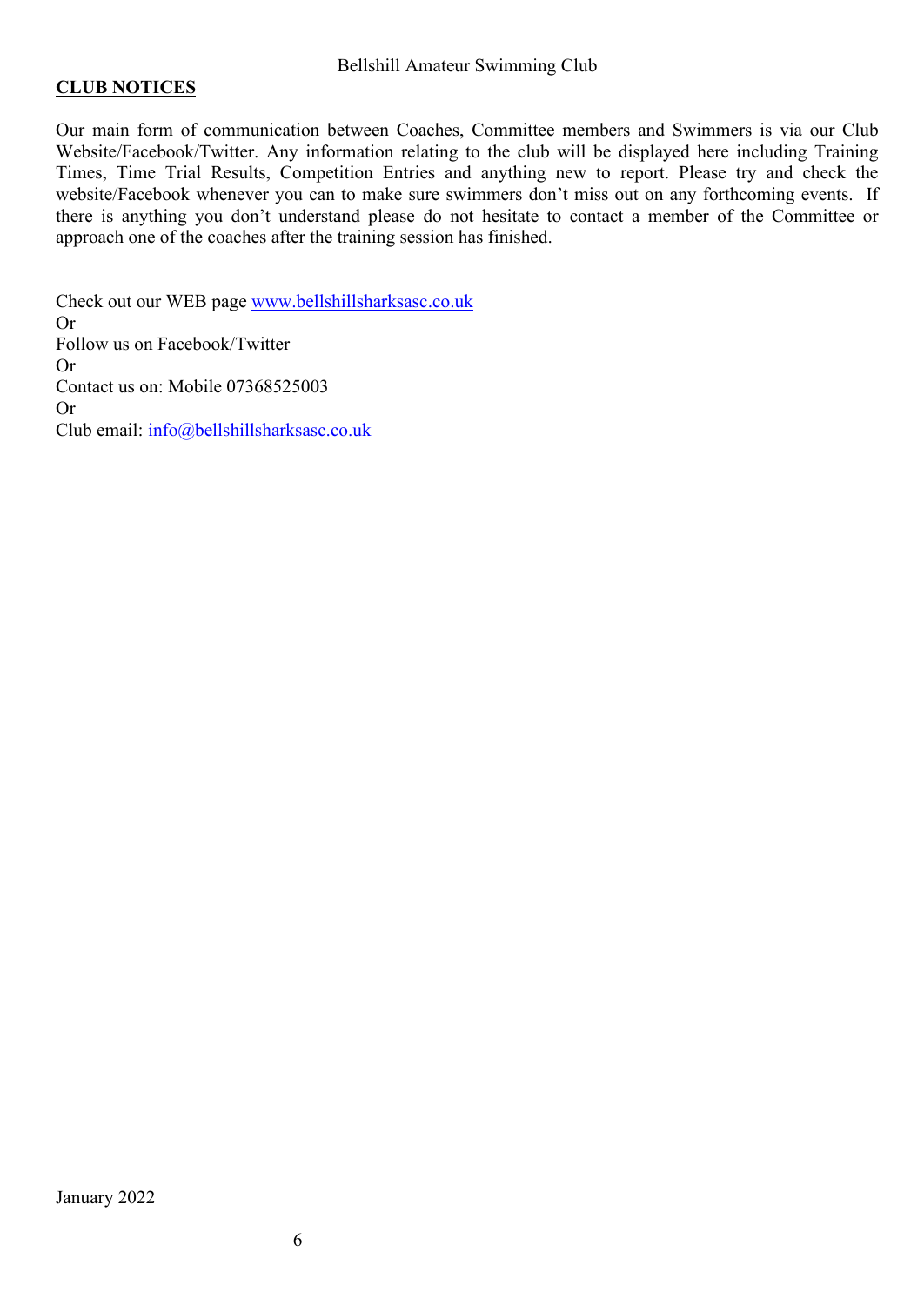## CLUB NOTICES

Our main form of communication between Coaches, Committee members and Swimmers is via our Club Website/Facebook/Twitter. Any information relating to the club will be displayed here including Training Times, Time Trial Results, Competition Entries and anything new to report. Please try and check the website/Facebook whenever you can to make sure swimmers don't miss out on any forthcoming events. If there is anything you don't understand please do not hesitate to contact a member of the Committee or approach one of the coaches after the training session has finished.

Check out our WEB page [www.bellshillsharksasc.co.uk](http://www.bellshillsharksasc.co.uk)
Or
Follow us on Facebook/Twitter
Or
Contact us on: Mobile 07368525003
Or
Club email: [info@bellshillsharksasc.co.uk](mailto:info@bellshillsharksasc.co.uk)

January 2022